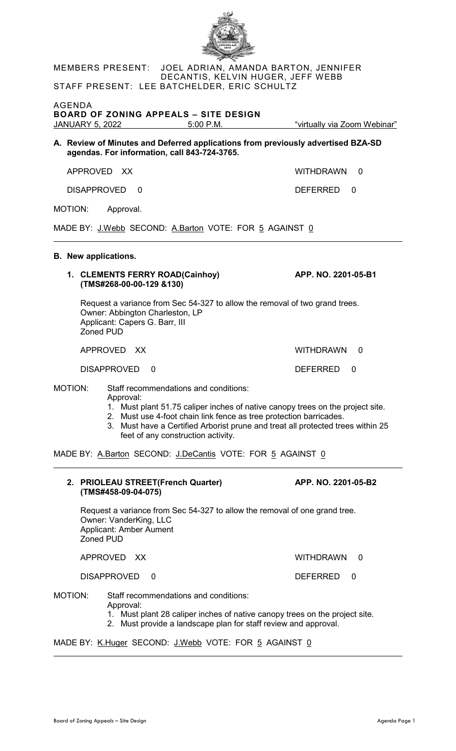MEMBERS PRESENT: JOEL ADRIAN, AMANDA BARTON, JENNIFER DECANTIS, KELVIN HUGER, JEFF WEBB
STAFF PRESENT: LEE BATCHELDER, ERIC SCHULTZ

AGENDA
**BOARD OF ZONING APPEALS – SITE DESIGN**
JANUARY 5, 2022 5:00 P.M. "virtually via Zoom Webinar"

**A. Review of Minutes and Deferred applications from previously advertised BZA-SD agendas. For information, call 843-724-3765.**

APPROVED XX WITHDRAWN 0

DISAPPROVED 0 DEFERRED 0

MOTION: Approval.

MADE BY: J.Webb SECOND: A.Barton VOTE: FOR 5 AGAINST 0

---

**B. New applications.**

**1. CLEMENTS FERRY ROAD(Cainhoy) (TMS#268-00-00-129 &130)** **APP. NO. 2201-05-B1**

Request a variance from Sec 54-327 to allow the removal of two grand trees.
Owner: Abbington Charleston, LP
Applicant: Capers G. Barr, III
Zoned PUD

APPROVED XX WITHDRAWN 0

DISAPPROVED 0 DEFERRED 0

MOTION: Staff recommendations and conditions:
Approval:
1. Must plant 51.75 caliper inches of native canopy trees on the project site.
2. Must use 4-foot chain link fence as tree protection barricades.
3. Must have a Certified Arborist prune and treat all protected trees within 25 feet of any construction activity.

MADE BY: A.Barton SECOND: J.DeCantis VOTE: FOR 5 AGAINST 0

---

**2. PRIOLEAU STREET(French Quarter) (TMS#458-09-04-075)** **APP. NO. 2201-05-B2**

Request a variance from Sec 54-327 to allow the removal of one grand tree.
Owner: VanderKing, LLC
Applicant: Amber Aument
Zoned PUD

APPROVED XX WITHDRAWN 0

DISAPPROVED 0 DEFERRED 0

MOTION: Staff recommendations and conditions:
Approval:
1. Must plant 28 caliper inches of native canopy trees on the project site.
2. Must provide a landscape plan for staff review and approval.

MADE BY: K.Huger SECOND: J.Webb VOTE: FOR 5 AGAINST 0

---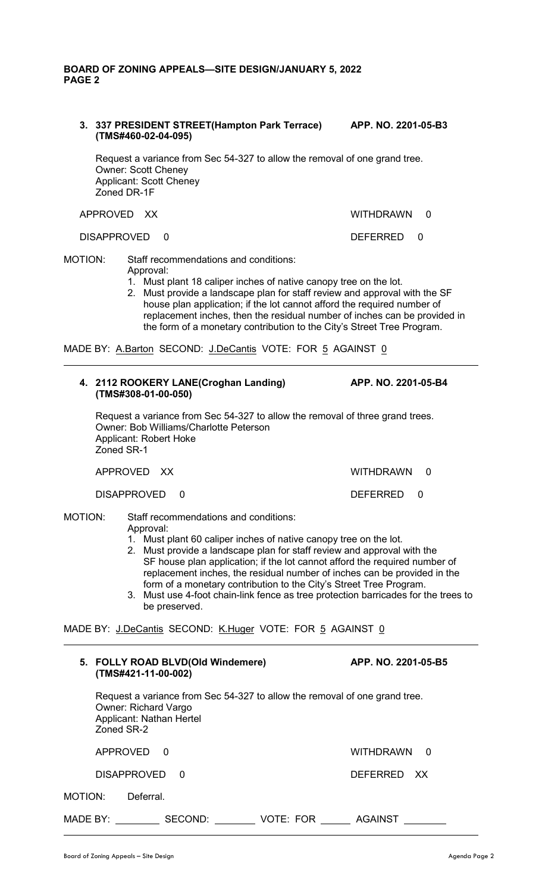**3. 337 PRESIDENT STREET(Hampton Park Terrace) (TMS#460-02-04-095)** **APP. NO. 2201-05-B3**

Request a variance from Sec 54-327 to allow the removal of one grand tree.
Owner: Scott Cheney
Applicant: Scott Cheney
Zoned DR-1F

APPROVED XX WITHDRAWN 0

DISAPPROVED 0 DEFERRED 0

MOTION: Staff recommendations and conditions:
Approval:

1. Must plant 18 caliper inches of native canopy tree on the lot.
2. Must provide a landscape plan for staff review and approval with the SF house plan application; if the lot cannot afford the required number of replacement inches, then the residual number of inches can be provided in the form of a monetary contribution to the City's Street Tree Program.

MADE BY: A.Barton SECOND: J.DeCantis VOTE: FOR 5 AGAINST 0

---

**4. 2112 ROOKERY LANE(Croghan Landing) (TMS#308-01-00-050)** **APP. NO. 2201-05-B4**

Request a variance from Sec 54-327 to allow the removal of three grand trees.
Owner: Bob Williams/Charlotte Peterson
Applicant: Robert Hoke
Zoned SR-1

APPROVED XX WITHDRAWN 0

DISAPPROVED 0 DEFERRED 0

MOTION: Staff recommendations and conditions:
Approval:

1. Must plant 60 caliper inches of native canopy tree on the lot.
2. Must provide a landscape plan for staff review and approval with the SF house plan application; if the lot cannot afford the required number of replacement inches, the residual number of inches can be provided in the form of a monetary contribution to the City's Street Tree Program.
3. Must use 4-foot chain-link fence as tree protection barricades for the trees to be preserved.

MADE BY: J.DeCantis SECOND: K.Huger VOTE: FOR 5 AGAINST 0

---

**5. FOLLY ROAD BLVD(Old Windemere) (TMS#421-11-00-002)** **APP. NO. 2201-05-B5**

Request a variance from Sec 54-327 to allow the removal of one grand tree.
Owner: Richard Vargo
Applicant: Nathan Hertel
Zoned SR-2

APPROVED 0 WITHDRAWN 0

DISAPPROVED 0 DEFERRED XX

MOTION: Deferral.

MADE BY: ________ SECOND: ________ VOTE: FOR ______ AGAINST ________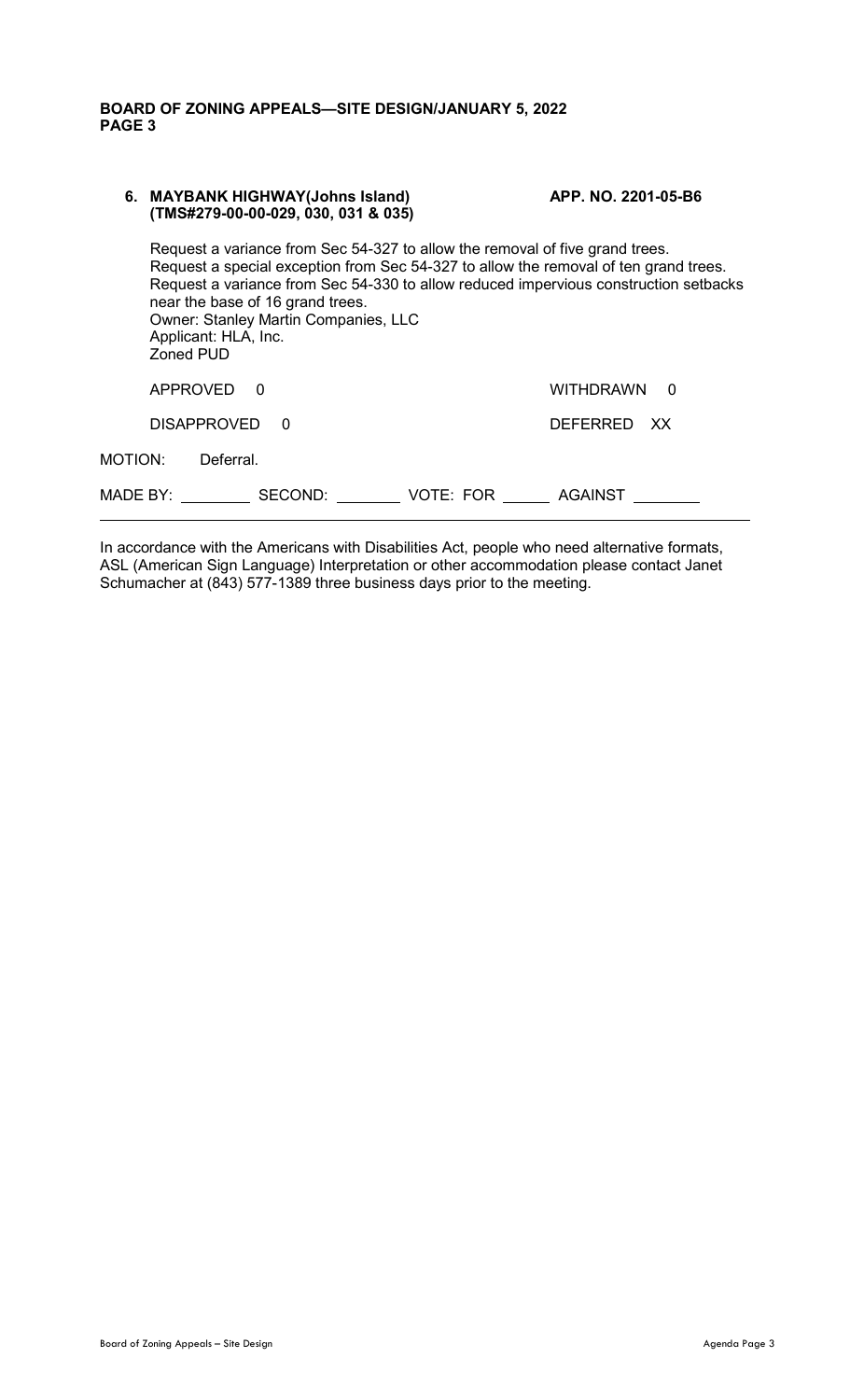**6. MAYBANK HIGHWAY(Johns Island) (TMS#279-00-00-029, 030, 031 & 035)** **APP. NO. 2201-05-B6**

Request a variance from Sec 54-327 to allow the removal of five grand trees.
Request a special exception from Sec 54-327 to allow the removal of ten grand trees.
Request a variance from Sec 54-330 to allow reduced impervious construction setbacks near the base of 16 grand trees.
Owner: Stanley Martin Companies, LLC
Applicant: HLA, Inc.
Zoned PUD

APPROVED 0 WITHDRAWN 0

DISAPPROVED 0 DEFERRED XX

MOTION: Deferral.

MADE BY: ________ SECOND: ________ VOTE: FOR ______ AGAINST ________

---

In accordance with the Americans with Disabilities Act, people who need alternative formats, ASL (American Sign Language) Interpretation or other accommodation please contact Janet Schumacher at (843) 577-1389 three business days prior to the meeting.